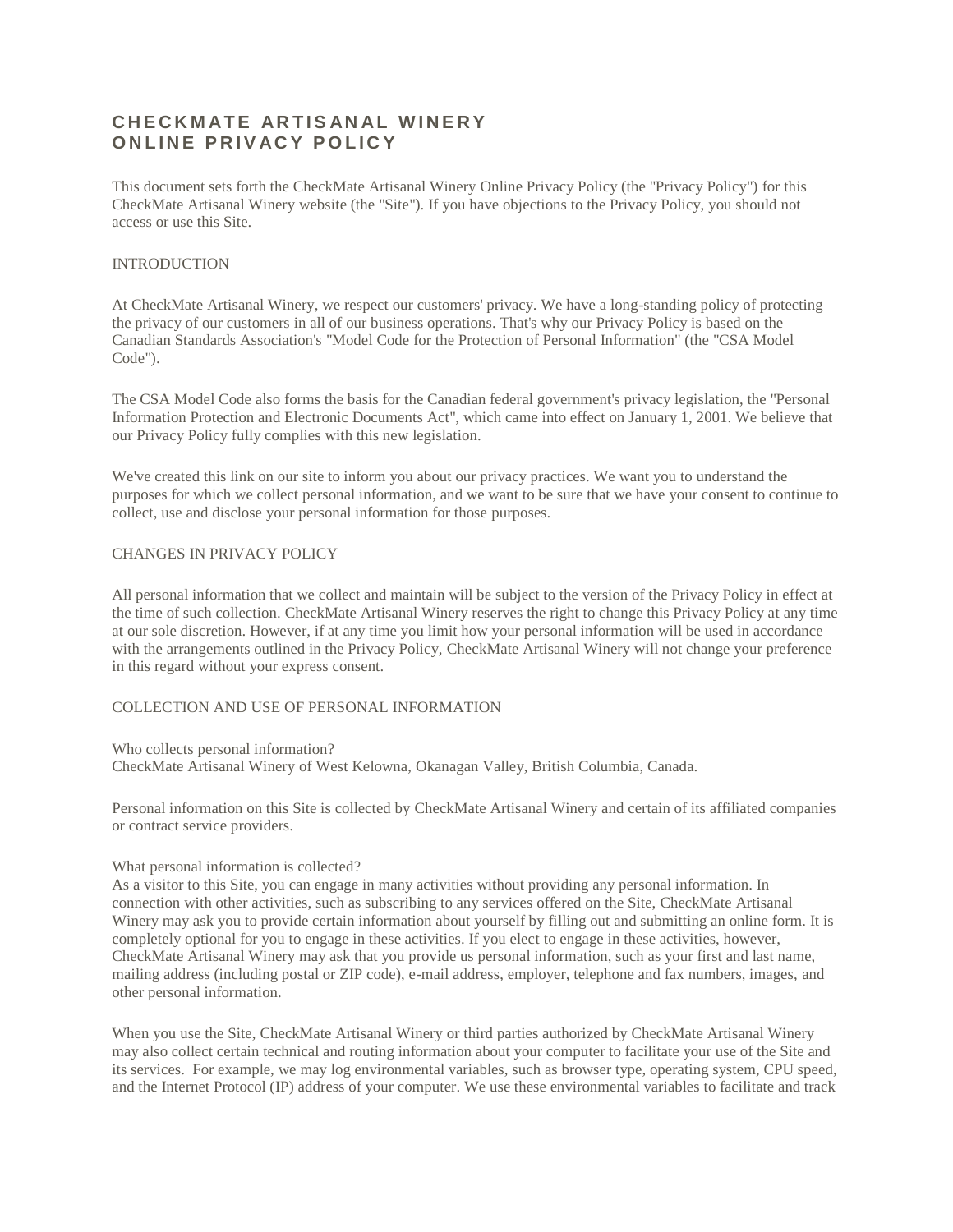# CHECKMATE ARTISANAL WINERY
# ONLINE PRIVACY POLICY

This document sets forth the CheckMate Artisanal Winery Online Privacy Policy (the "Privacy Policy") for this CheckMate Artisanal Winery website (the "Site"). If you have objections to the Privacy Policy, you should not access or use this Site.

## INTRODUCTION

At CheckMate Artisanal Winery, we respect our customers' privacy. We have a long-standing policy of protecting the privacy of our customers in all of our business operations. That's why our Privacy Policy is based on the Canadian Standards Association's "Model Code for the Protection of Personal Information" (the "CSA Model Code").

The CSA Model Code also forms the basis for the Canadian federal government's privacy legislation, the "Personal Information Protection and Electronic Documents Act", which came into effect on January 1, 2001. We believe that our Privacy Policy fully complies with this new legislation.

We've created this link on our site to inform you about our privacy practices. We want you to understand the purposes for which we collect personal information, and we want to be sure that we have your consent to continue to collect, use and disclose your personal information for those purposes.

## CHANGES IN PRIVACY POLICY

All personal information that we collect and maintain will be subject to the version of the Privacy Policy in effect at the time of such collection. CheckMate Artisanal Winery reserves the right to change this Privacy Policy at any time at our sole discretion. However, if at any time you limit how your personal information will be used in accordance with the arrangements outlined in the Privacy Policy, CheckMate Artisanal Winery will not change your preference in this regard without your express consent.

## COLLECTION AND USE OF PERSONAL INFORMATION

Who collects personal information?
CheckMate Artisanal Winery of West Kelowna, Okanagan Valley, British Columbia, Canada.

Personal information on this Site is collected by CheckMate Artisanal Winery and certain of its affiliated companies or contract service providers.

What personal information is collected?
As a visitor to this Site, you can engage in many activities without providing any personal information. In connection with other activities, such as subscribing to any services offered on the Site, CheckMate Artisanal Winery may ask you to provide certain information about yourself by filling out and submitting an online form. It is completely optional for you to engage in these activities. If you elect to engage in these activities, however, CheckMate Artisanal Winery may ask that you provide us personal information, such as your first and last name, mailing address (including postal or ZIP code), e-mail address, employer, telephone and fax numbers, images, and other personal information.

When you use the Site, CheckMate Artisanal Winery or third parties authorized by CheckMate Artisanal Winery may also collect certain technical and routing information about your computer to facilitate your use of the Site and its services. For example, we may log environmental variables, such as browser type, operating system, CPU speed, and the Internet Protocol (IP) address of your computer. We use these environmental variables to facilitate and track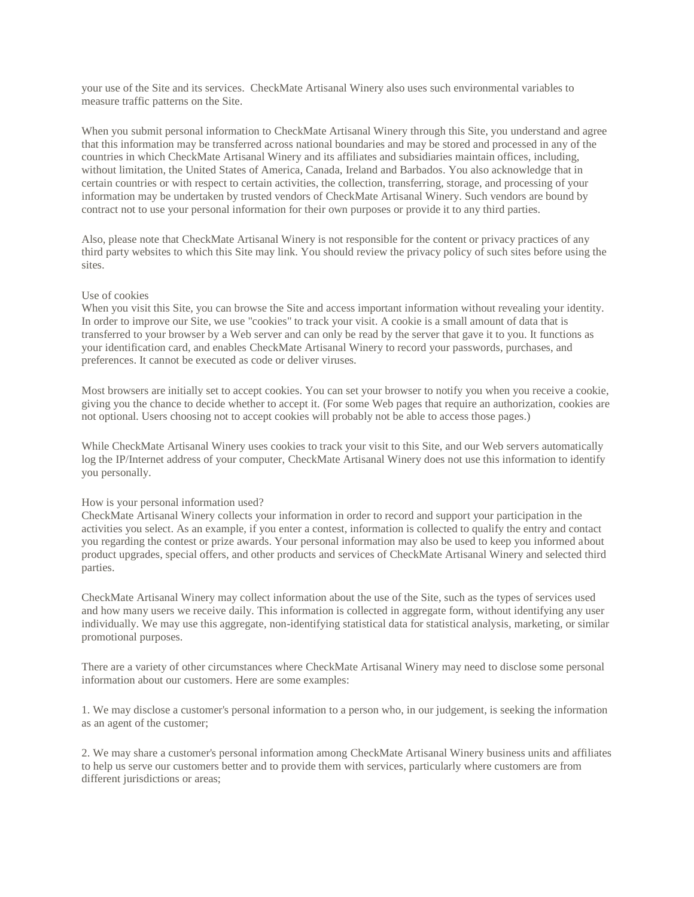your use of the Site and its services. CheckMate Artisanal Winery also uses such environmental variables to measure traffic patterns on the Site.

When you submit personal information to CheckMate Artisanal Winery through this Site, you understand and agree that this information may be transferred across national boundaries and may be stored and processed in any of the countries in which CheckMate Artisanal Winery and its affiliates and subsidiaries maintain offices, including, without limitation, the United States of America, Canada, Ireland and Barbados. You also acknowledge that in certain countries or with respect to certain activities, the collection, transferring, storage, and processing of your information may be undertaken by trusted vendors of CheckMate Artisanal Winery. Such vendors are bound by contract not to use your personal information for their own purposes or provide it to any third parties.

Also, please note that CheckMate Artisanal Winery is not responsible for the content or privacy practices of any third party websites to which this Site may link. You should review the privacy policy of such sites before using the sites.

## Use of cookies

When you visit this Site, you can browse the Site and access important information without revealing your identity. In order to improve our Site, we use "cookies" to track your visit. A cookie is a small amount of data that is transferred to your browser by a Web server and can only be read by the server that gave it to you. It functions as your identification card, and enables CheckMate Artisanal Winery to record your passwords, purchases, and preferences. It cannot be executed as code or deliver viruses.

Most browsers are initially set to accept cookies. You can set your browser to notify you when you receive a cookie, giving you the chance to decide whether to accept it. (For some Web pages that require an authorization, cookies are not optional. Users choosing not to accept cookies will probably not be able to access those pages.)

While CheckMate Artisanal Winery uses cookies to track your visit to this Site, and our Web servers automatically log the IP/Internet address of your computer, CheckMate Artisanal Winery does not use this information to identify you personally.

## How is your personal information used?

CheckMate Artisanal Winery collects your information in order to record and support your participation in the activities you select. As an example, if you enter a contest, information is collected to qualify the entry and contact you regarding the contest or prize awards. Your personal information may also be used to keep you informed about product upgrades, special offers, and other products and services of CheckMate Artisanal Winery and selected third parties.

CheckMate Artisanal Winery may collect information about the use of the Site, such as the types of services used and how many users we receive daily. This information is collected in aggregate form, without identifying any user individually. We may use this aggregate, non-identifying statistical data for statistical analysis, marketing, or similar promotional purposes.

There are a variety of other circumstances where CheckMate Artisanal Winery may need to disclose some personal information about our customers. Here are some examples:

1. We may disclose a customer's personal information to a person who, in our judgement, is seeking the information as an agent of the customer;

2. We may share a customer's personal information among CheckMate Artisanal Winery business units and affiliates to help us serve our customers better and to provide them with services, particularly where customers are from different jurisdictions or areas;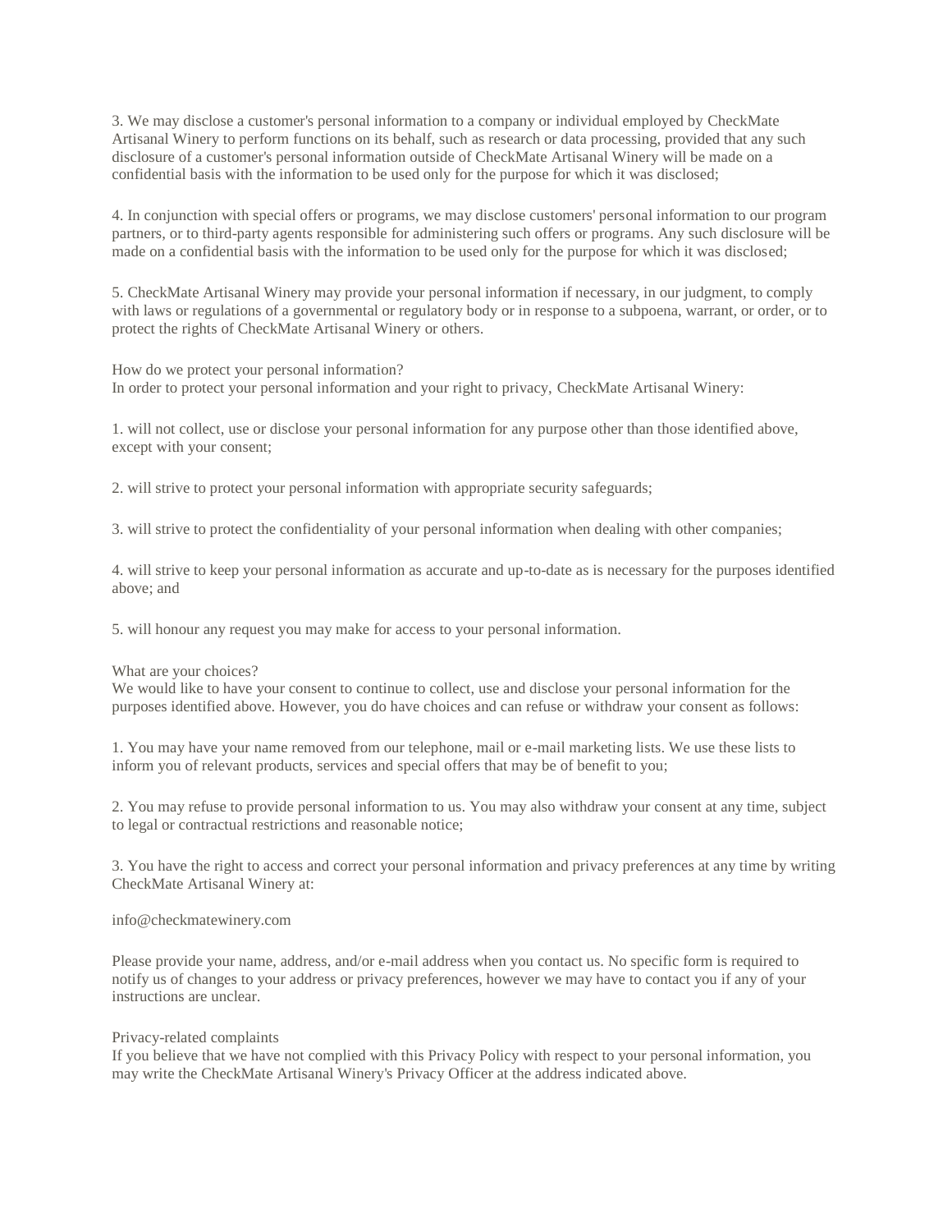3. We may disclose a customer's personal information to a company or individual employed by CheckMate Artisanal Winery to perform functions on its behalf, such as research or data processing, provided that any such disclosure of a customer's personal information outside of CheckMate Artisanal Winery will be made on a confidential basis with the information to be used only for the purpose for which it was disclosed;

4. In conjunction with special offers or programs, we may disclose customers' personal information to our program partners, or to third-party agents responsible for administering such offers or programs. Any such disclosure will be made on a confidential basis with the information to be used only for the purpose for which it was disclosed;

5. CheckMate Artisanal Winery may provide your personal information if necessary, in our judgment, to comply with laws or regulations of a governmental or regulatory body or in response to a subpoena, warrant, or order, or to protect the rights of CheckMate Artisanal Winery or others.

How do we protect your personal information?
In order to protect your personal information and your right to privacy, CheckMate Artisanal Winery:

1. will not collect, use or disclose your personal information for any purpose other than those identified above, except with your consent;

2. will strive to protect your personal information with appropriate security safeguards;

3. will strive to protect the confidentiality of your personal information when dealing with other companies;

4. will strive to keep your personal information as accurate and up-to-date as is necessary for the purposes identified above; and

5. will honour any request you may make for access to your personal information.

What are your choices?
We would like to have your consent to continue to collect, use and disclose your personal information for the purposes identified above. However, you do have choices and can refuse or withdraw your consent as follows:

1. You may have your name removed from our telephone, mail or e-mail marketing lists. We use these lists to inform you of relevant products, services and special offers that may be of benefit to you;

2. You may refuse to provide personal information to us. You may also withdraw your consent at any time, subject to legal or contractual restrictions and reasonable notice;

3. You have the right to access and correct your personal information and privacy preferences at any time by writing CheckMate Artisanal Winery at:

info@checkmatewinery.com

Please provide your name, address, and/or e-mail address when you contact us. No specific form is required to notify us of changes to your address or privacy preferences, however we may have to contact you if any of your instructions are unclear.

Privacy-related complaints
If you believe that we have not complied with this Privacy Policy with respect to your personal information, you may write the CheckMate Artisanal Winery's Privacy Officer at the address indicated above.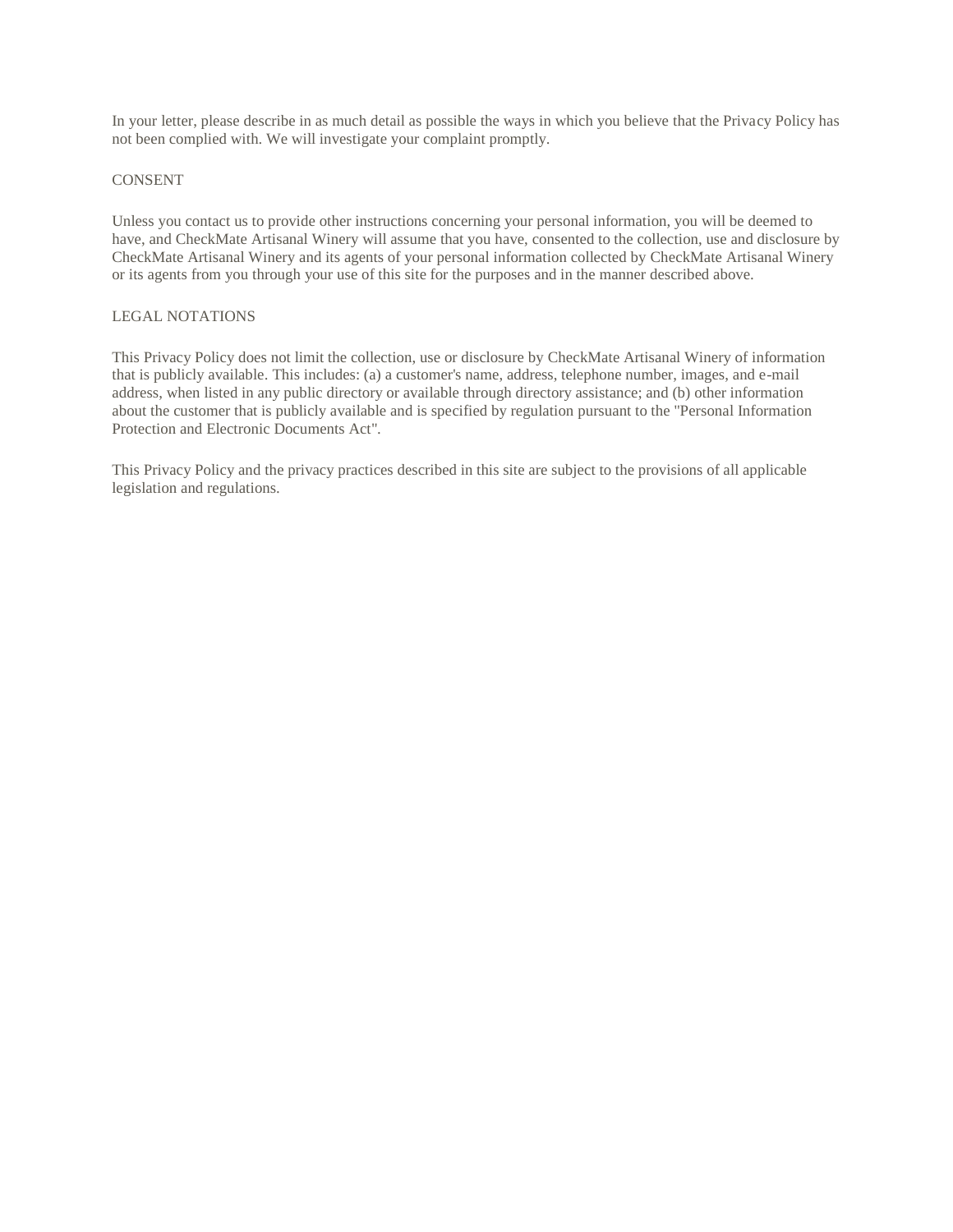In your letter, please describe in as much detail as possible the ways in which you believe that the Privacy Policy has not been complied with. We will investigate your complaint promptly.

## CONSENT

Unless you contact us to provide other instructions concerning your personal information, you will be deemed to have, and CheckMate Artisanal Winery will assume that you have, consented to the collection, use and disclosure by CheckMate Artisanal Winery and its agents of your personal information collected by CheckMate Artisanal Winery or its agents from you through your use of this site for the purposes and in the manner described above.

## LEGAL NOTATIONS

This Privacy Policy does not limit the collection, use or disclosure by CheckMate Artisanal Winery of information that is publicly available. This includes: (a) a customer's name, address, telephone number, images, and e-mail address, when listed in any public directory or available through directory assistance; and (b) other information about the customer that is publicly available and is specified by regulation pursuant to the "Personal Information Protection and Electronic Documents Act".

This Privacy Policy and the privacy practices described in this site are subject to the provisions of all applicable legislation and regulations.